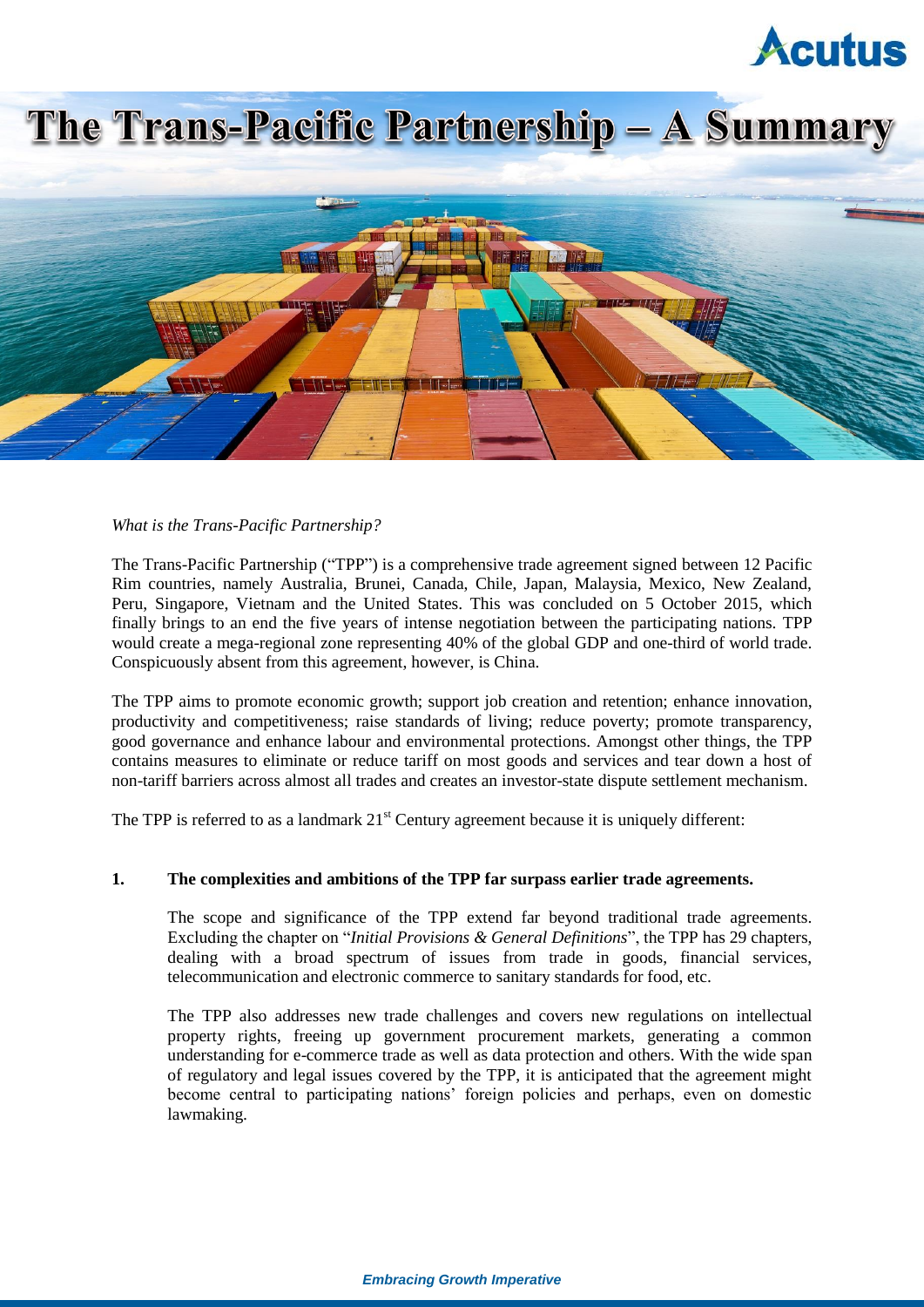# The Trans-Pacific Partnership – A Summary

*What is the Trans-Pacific Partnership?*

The Trans-Pacific Partnership ("TPP") is a comprehensive trade agreement signed between 12 Pacific Rim countries, namely Australia, Brunei, Canada, Chile, Japan, Malaysia, Mexico, New Zealand, Peru, Singapore, Vietnam and the United States. This was concluded on 5 October 2015, which finally brings to an end the five years of intense negotiation between the participating nations. TPP would create a mega-regional zone representing 40% of the global GDP and one-third of world trade. Conspicuously absent from this agreement, however, is China.

The TPP aims to promote economic growth; support job creation and retention; enhance innovation, productivity and competitiveness; raise standards of living; reduce poverty; promote transparency, good governance and enhance labour and environmental protections. Amongst other things, the TPP contains measures to eliminate or reduce tariff on most goods and services and tear down a host of non-tariff barriers across almost all trades and creates an investor-state dispute settlement mechanism.

The TPP is referred to as a landmark 21st Century agreement because it is uniquely different:

**1. The complexities and ambitions of the TPP far surpass earlier trade agreements.**

The scope and significance of the TPP extend far beyond traditional trade agreements. Excluding the chapter on "*Initial Provisions & General Definitions*", the TPP has 29 chapters, dealing with a broad spectrum of issues from trade in goods, financial services, telecommunication and electronic commerce to sanitary standards for food, etc.

The TPP also addresses new trade challenges and covers new regulations on intellectual property rights, freeing up government procurement markets, generating a common understanding for e-commerce trade as well as data protection and others. With the wide span of regulatory and legal issues covered by the TPP, it is anticipated that the agreement might become central to participating nations' foreign policies and perhaps, even on domestic lawmaking.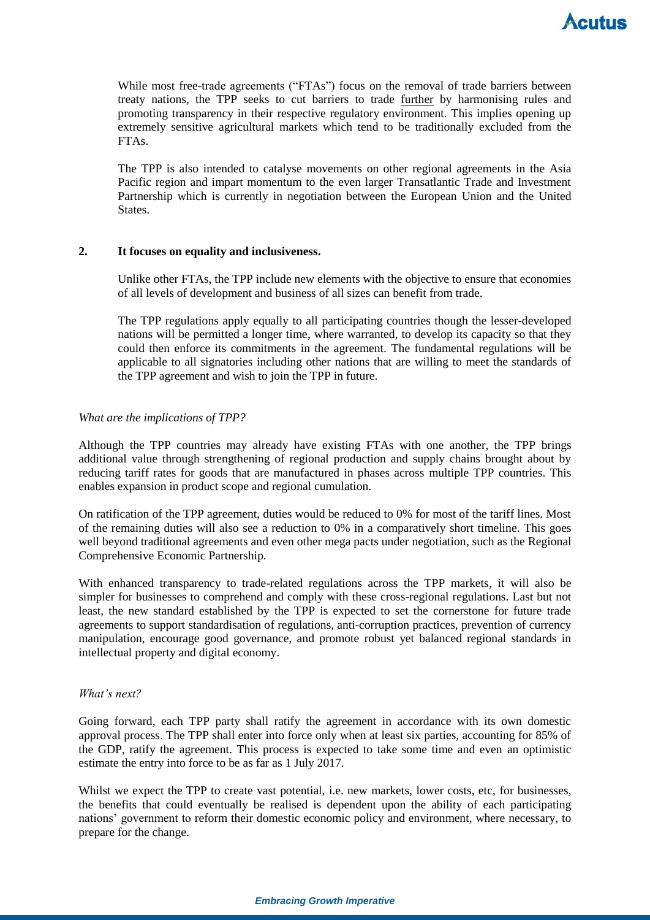While most free-trade agreements ("FTAs") focus on the removal of trade barriers between treaty nations, the TPP seeks to cut barriers to trade further by harmonising rules and promoting transparency in their respective regulatory environment. This implies opening up extremely sensitive agricultural markets which tend to be traditionally excluded from the FTAs.

The TPP is also intended to catalyse movements on other regional agreements in the Asia Pacific region and impart momentum to the even larger Transatlantic Trade and Investment Partnership which is currently in negotiation between the European Union and the United States.

**2. It focuses on equality and inclusiveness.**

Unlike other FTAs, the TPP include new elements with the objective to ensure that economies of all levels of development and business of all sizes can benefit from trade.

The TPP regulations apply equally to all participating countries though the lesser-developed nations will be permitted a longer time, where warranted, to develop its capacity so that they could then enforce its commitments in the agreement. The fundamental regulations will be applicable to all signatories including other nations that are willing to meet the standards of the TPP agreement and wish to join the TPP in future.

*What are the implications of TPP?*

Although the TPP countries may already have existing FTAs with one another, the TPP brings additional value through strengthening of regional production and supply chains brought about by reducing tariff rates for goods that are manufactured in phases across multiple TPP countries. This enables expansion in product scope and regional cumulation.

On ratification of the TPP agreement, duties would be reduced to 0% for most of the tariff lines. Most of the remaining duties will also see a reduction to 0% in a comparatively short timeline. This goes well beyond traditional agreements and even other mega pacts under negotiation, such as the Regional Comprehensive Economic Partnership.

With enhanced transparency to trade-related regulations across the TPP markets, it will also be simpler for businesses to comprehend and comply with these cross-regional regulations. Last but not least, the new standard established by the TPP is expected to set the cornerstone for future trade agreements to support standardisation of regulations, anti-corruption practices, prevention of currency manipulation, encourage good governance, and promote robust yet balanced regional standards in intellectual property and digital economy.

*What's next?*

Going forward, each TPP party shall ratify the agreement in accordance with its own domestic approval process. The TPP shall enter into force only when at least six parties, accounting for 85% of the GDP, ratify the agreement. This process is expected to take some time and even an optimistic estimate the entry into force to be as far as 1 July 2017.

Whilst we expect the TPP to create vast potential, i.e. new markets, lower costs, etc, for businesses, the benefits that could eventually be realised is dependent upon the ability of each participating nations' government to reform their domestic economic policy and environment, where necessary, to prepare for the change.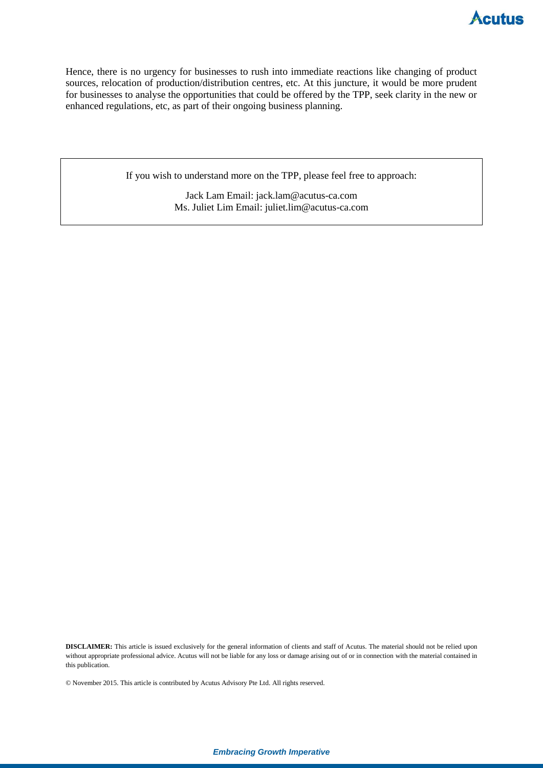Hence, there is no urgency for businesses to rush into immediate reactions like changing of product sources, relocation of production/distribution centres, etc. At this juncture, it would be more prudent for businesses to analyse the opportunities that could be offered by the TPP, seek clarity in the new or enhanced regulations, etc, as part of their ongoing business planning.

If you wish to understand more on the TPP, please feel free to approach:

Jack Lam Email: jack.lam@acutus-ca.com
Ms. Juliet Lim Email: juliet.lim@acutus-ca.com

**DISCLAIMER:** This article is issued exclusively for the general information of clients and staff of Acutus. The material should not be relied upon without appropriate professional advice. Acutus will not be liable for any loss or damage arising out of or in connection with the material contained in this publication.

© November 2015. This article is contributed by Acutus Advisory Pte Ltd. All rights reserved.